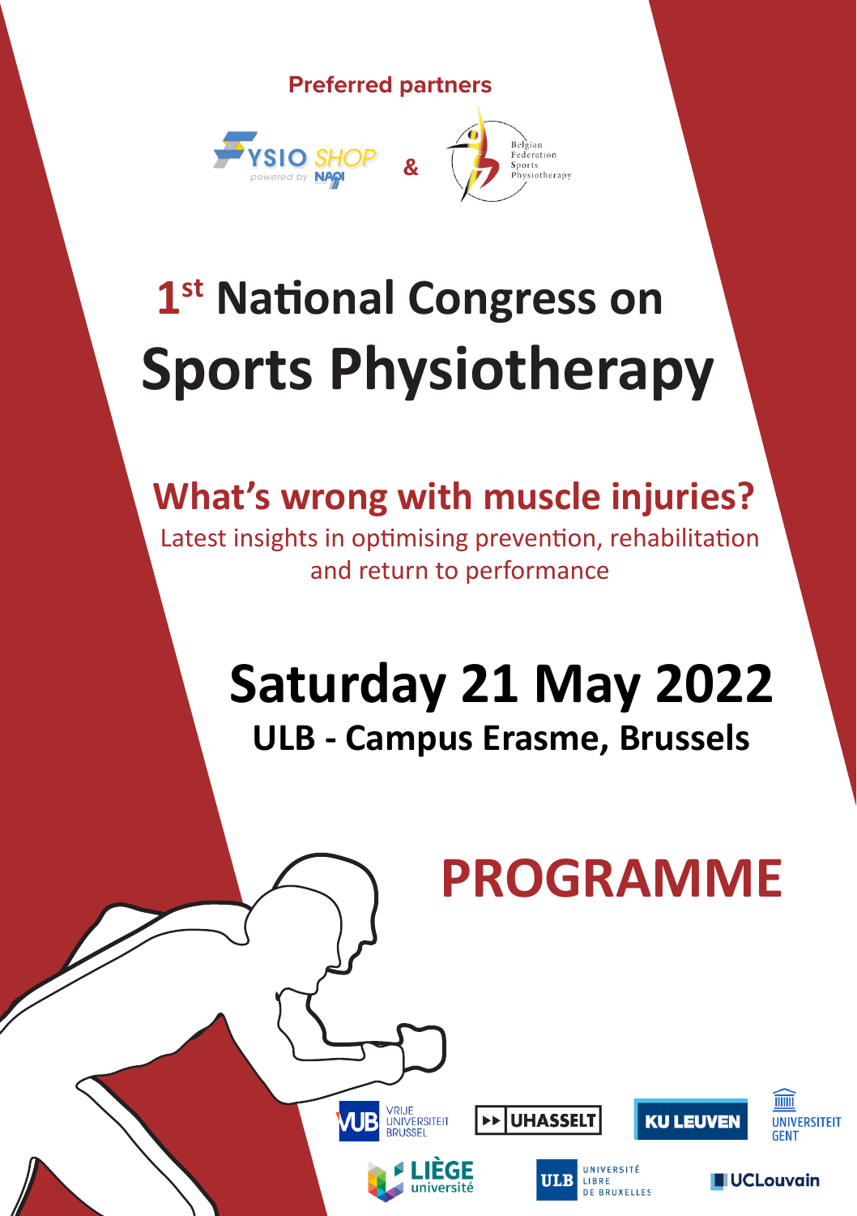Preferred partners

FYSIO SHOP powered by NAQI & Belgian Federation Sports Physiotherapy

# 1st National Congress on Sports Physiotherapy

## What's wrong with muscle injuries?

Latest insights in optimising prevention, rehabilitation and return to performance

## Saturday 21 May 2022

### ULB - Campus Erasme, Brussels

# PROGRAMME

VUB Vrije Universiteit Brussel | UHASSELT | KU LEUVEN | Universiteit Gent

Liège université | ULB Université Libre de Bruxelles | UCLouvain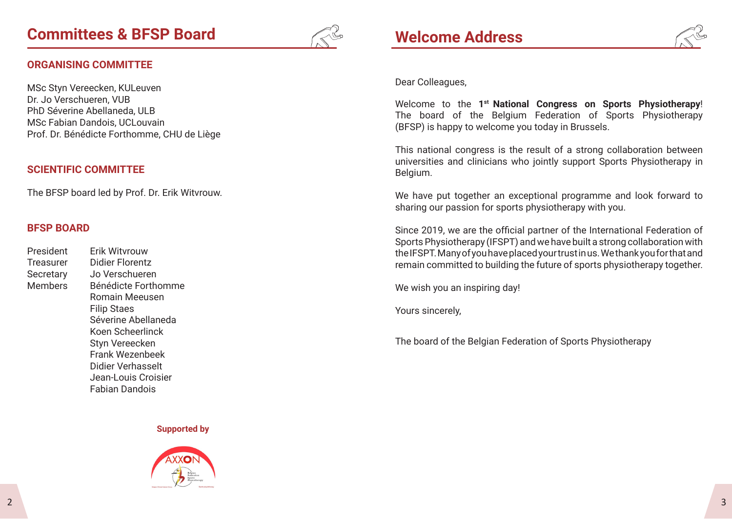# Committees & BFSP Board

## ORGANISING COMMITTEE

MSc Styn Vereecken, KULeuven
Dr. Jo Verschueren, VUB
PhD Séverine Abellaneda, ULB
MSc Fabian Dandois, UCLouvain
Prof. Dr. Bénédicte Forthomme, CHU de Liège

## SCIENTIFIC COMMITTEE

The BFSP board led by Prof. Dr. Erik Witvrouw.

## BFSP BOARD

| | |
|---|---|
| President | Erik Witvrouw |
| Treasurer | Didier Florentz |
| Secretary | Jo Verschueren |
| Members | Bénédicte Forthomme |
| | Romain Meeusen |
| | Filip Staes |
| | Séverine Abellaneda |
| | Koen Scheerlinck |
| | Styn Vereecken |
| | Frank Wezenbeek |
| | Didier Verhasselt |
| | Jean-Louis Croisier |
| | Fabian Dandois |

**Supported by**

# Welcome Address

Dear Colleagues,

Welcome to the **1st National Congress on Sports Physiotherapy**! The board of the Belgium Federation of Sports Physiotherapy (BFSP) is happy to welcome you today in Brussels.

This national congress is the result of a strong collaboration between universities and clinicians who jointly support Sports Physiotherapy in Belgium.

We have put together an exceptional programme and look forward to sharing our passion for sports physiotherapy with you.

Since 2019, we are the official partner of the International Federation of Sports Physiotherapy (IFSPT) and we have built a strong collaboration with the IFSPT. Many of you have placed your trust in us. We thank you for that and remain committed to building the future of sports physiotherapy together.

We wish you an inspiring day!

Yours sincerely,

The board of the Belgian Federation of Sports Physiotherapy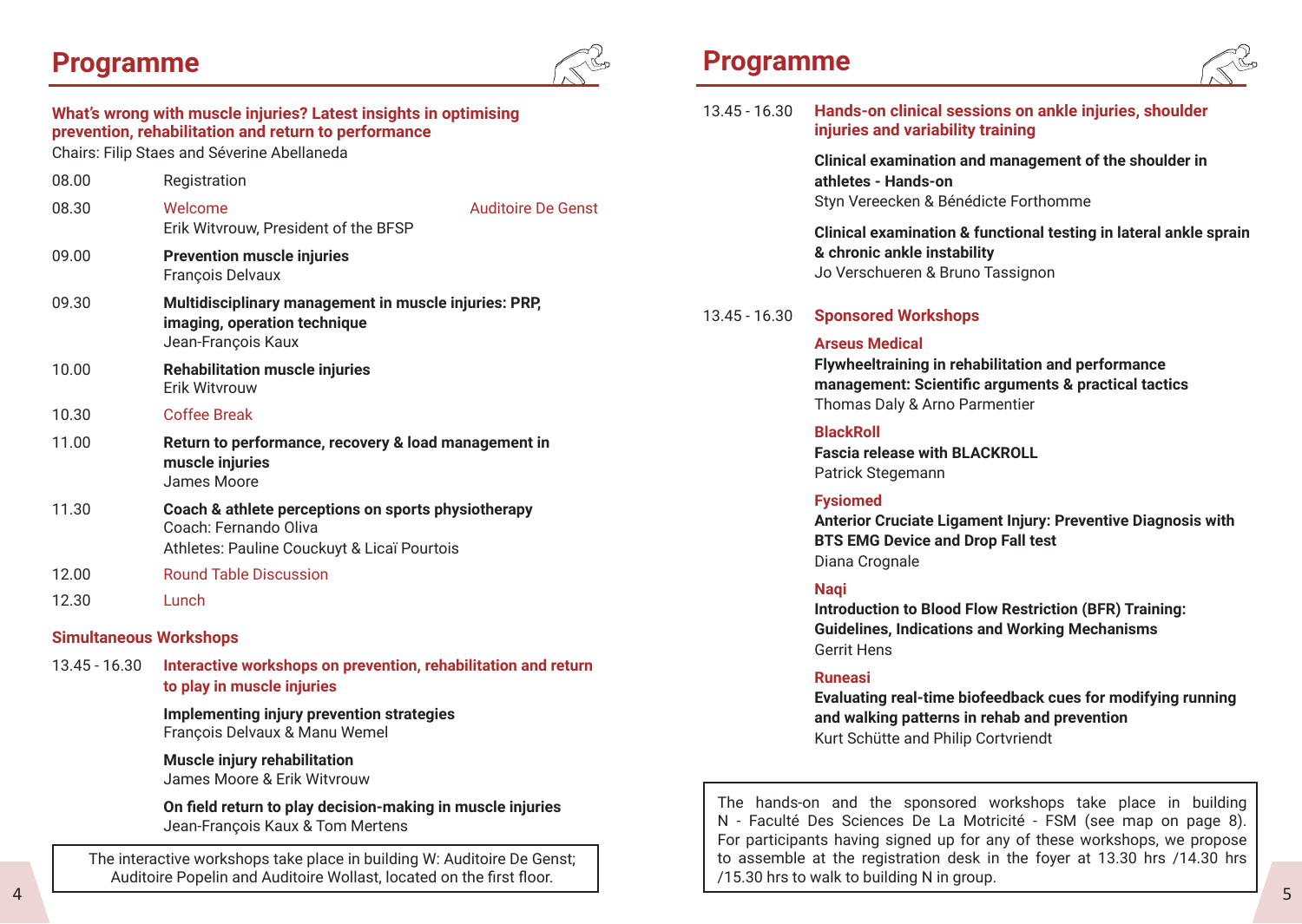## Programme

**What's wrong with muscle injuries? Latest insights in optimising prevention, rehabilitation and return to performance**

Chairs: Filip Staes and Séverine Abellaneda

| | | |
|---|---|---|
| 08.00 | Registration | |
| 08.30 | Welcome<br>Erik Witvrouw, President of the BFSP | Auditoire De Genst |
| 09.00 | **Prevention muscle injuries**<br>François Delvaux | |
| 09.30 | **Multidisciplinary management in muscle injuries: PRP, imaging, operation technique**<br>Jean-François Kaux | |
| 10.00 | **Rehabilitation muscle injuries**<br>Erik Witvrouw | |
| 10.30 | Coffee Break | |
| 11.00 | **Return to performance, recovery & load management in muscle injuries**<br>James Moore | |
| 11.30 | **Coach & athlete perceptions on sports physiotherapy**<br>Coach: Fernando Oliva<br>Athletes: Pauline Couckuyt & Licaï Pourtois | |
| 12.00 | Round Table Discussion | |
| 12.30 | Lunch | |

### Simultaneous Workshops

**13.45 - 16.30 Interactive workshops on prevention, rehabilitation and return to play in muscle injuries**

**Implementing injury prevention strategies**
François Delvaux & Manu Wemel

**Muscle injury rehabilitation**
James Moore & Erik Witvrouw

**On field return to play decision-making in muscle injuries**
Jean-François Kaux & Tom Mertens

> The interactive workshops take place in building W: Auditoire De Genst; Auditoire Popelin and Auditoire Wollast, located on the first floor.

## Programme

**13.45 - 16.30 Hands-on clinical sessions on ankle injuries, shoulder injuries and variability training**

**Clinical examination and management of the shoulder in athletes - Hands-on**
Styn Vereecken & Bénédicte Forthomme

**Clinical examination & functional testing in lateral ankle sprain & chronic ankle instability**
Jo Verschueren & Bruno Tassignon

**13.45 - 16.30 Sponsored Workshops**

**Arseus Medical**
**Flywheeltraining in rehabilitation and performance management: Scientific arguments & practical tactics**
Thomas Daly & Arno Parmentier

**BlackRoll**
**Fascia release with BLACKROLL**
Patrick Stegemann

**Fysiomed**
**Anterior Cruciate Ligament Injury: Preventive Diagnosis with BTS EMG Device and Drop Fall test**
Diana Crognale

**Naqi**
**Introduction to Blood Flow Restriction (BFR) Training: Guidelines, Indications and Working Mechanisms**
Gerrit Hens

**Runeasi**
**Evaluating real-time biofeedback cues for modifying running and walking patterns in rehab and prevention**
Kurt Schütte and Philip Cortvriendt

> The hands-on and the sponsored workshops take place in building N - Faculté Des Sciences De La Motricité - FSM (see map on page 8). For participants having signed up for any of these workshops, we propose to assemble at the registration desk in the foyer at 13.30 hrs /14.30 hrs /15.30 hrs to walk to building N in group.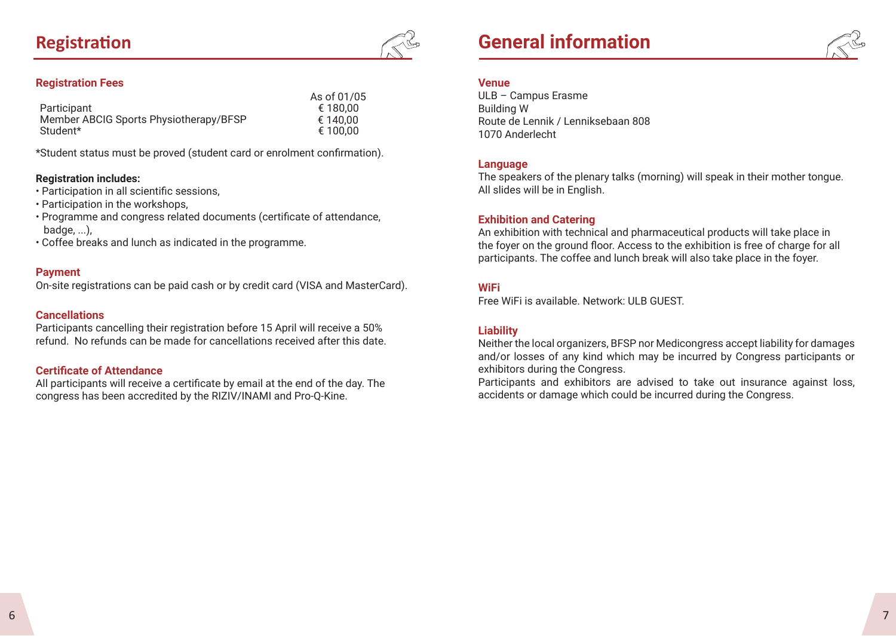# Registration

## Registration Fees

| | As of 01/05 |
|---|---|
| Participant | € 180,00 |
| Member ABCIG Sports Physiotherapy/BFSP | € 140,00 |
| Student* | € 100,00 |

*Student status must be proved (student card or enrolment confirmation).

**Registration includes:**

- Participation in all scientific sessions,
- Participation in the workshops,
- Programme and congress related documents (certificate of attendance, badge, ...),
- Coffee breaks and lunch as indicated in the programme.

## Payment

On-site registrations can be paid cash or by credit card (VISA and MasterCard).

## Cancellations

Participants cancelling their registration before 15 April will receive a 50% refund. No refunds can be made for cancellations received after this date.

## Certificate of Attendance

All participants will receive a certificate by email at the end of the day. The congress has been accredited by the RIZIV/INAMI and Pro-Q-Kine.

# General information

## Venue

ULB – Campus Erasme
Building W
Route de Lennik / Lenniksebaan 808
1070 Anderlecht

## Language

The speakers of the plenary talks (morning) will speak in their mother tongue. All slides will be in English.

## Exhibition and Catering

An exhibition with technical and pharmaceutical products will take place in the foyer on the ground floor. Access to the exhibition is free of charge for all participants. The coffee and lunch break will also take place in the foyer.

## WiFi

Free WiFi is available. Network: ULB GUEST.

## Liability

Neither the local organizers, BFSP nor Medicongress accept liability for damages and/or losses of any kind which may be incurred by Congress participants or exhibitors during the Congress.

Participants and exhibitors are advised to take out insurance against loss, accidents or damage which could be incurred during the Congress.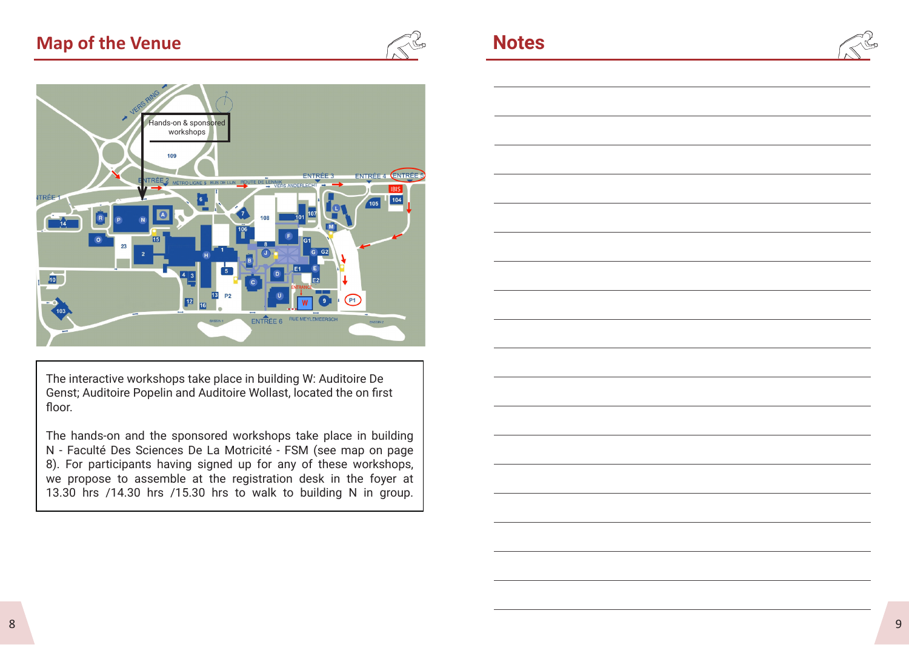# Map of the Venue

The interactive workshops take place in building W: Auditoire De Genst; Auditoire Popelin and Auditoire Wollast, located the on first floor.

The hands-on and the sponsored workshops take place in building N - Faculté Des Sciences De La Motricité - FSM (see map on page 8). For participants having signed up for any of these workshops, we propose to assemble at the registration desk in the foyer at 13.30 hrs /14.30 hrs /15.30 hrs to walk to building N in group.

# Notes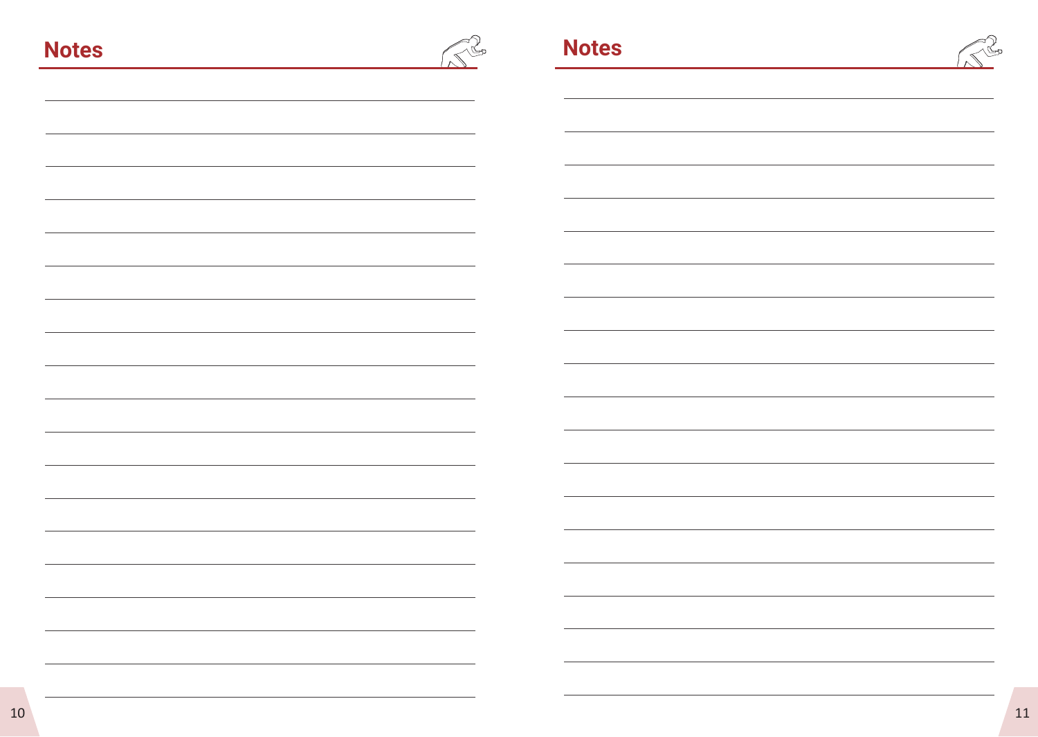## Notes

## Notes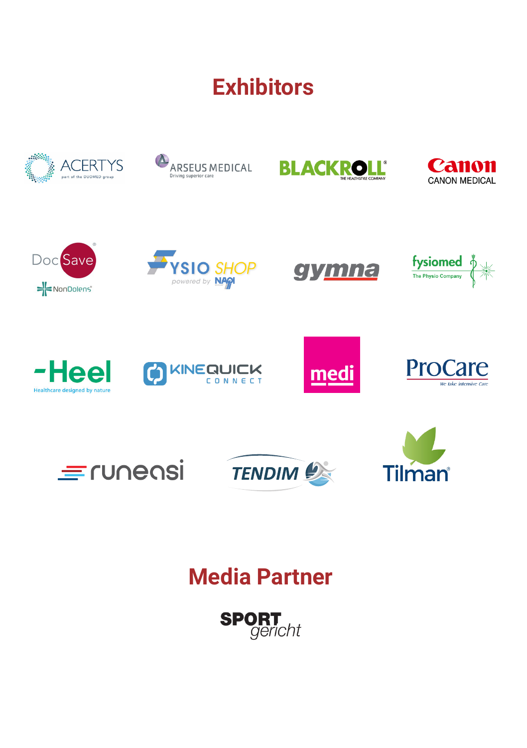# Exhibitors

ACERTYS
part of the DUOMED group

ARSEUS MEDICAL
Driving superior care

BLACKROLL
THE HEALTHSTYLE COMPANY

Canon
CANON MEDICAL

DocSave
NonDolens

FYSIO SHOP
powered by NAQI

gymna

fysiomed
The Physio Company

-Heel
Healthcare designed by nature

KINEQUICK
CONNECT

medi

ProCare
We take intensive Care

runeasi

TENDIM

Tilman

# Media Partner

SPORT gericht